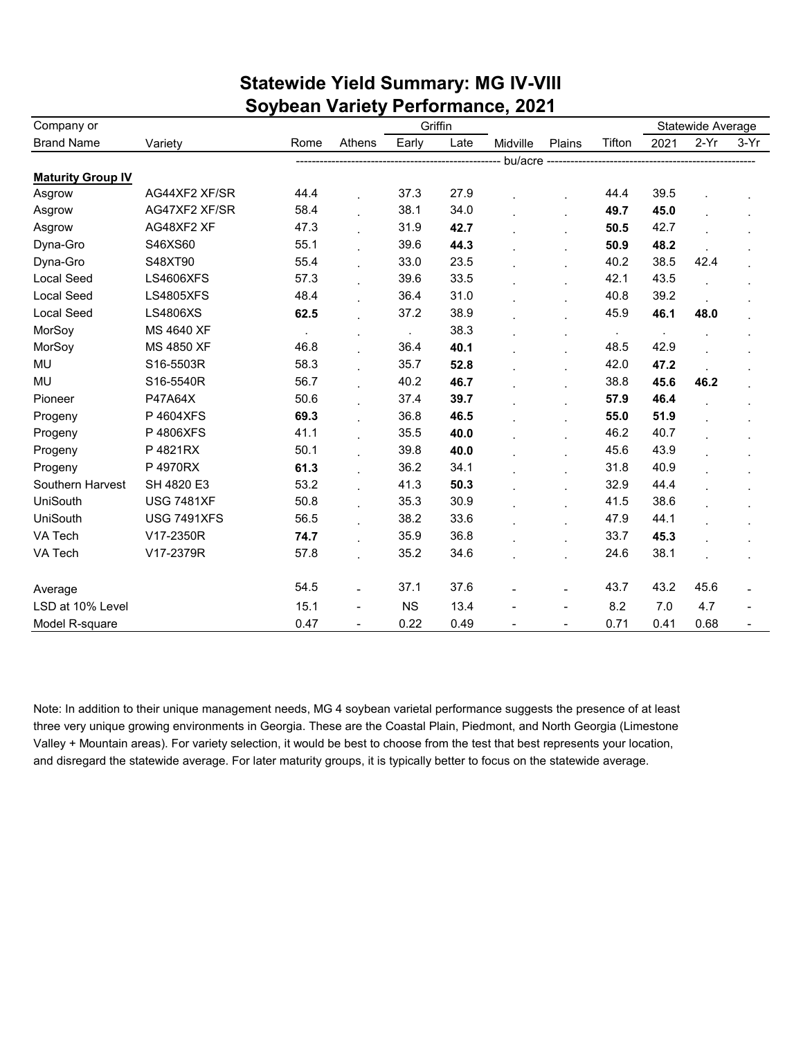# Statewide Yield Summary: MG IV-VIII
# Soybean Variety Performance, 2021

| Company or | | | | Griffin | | | | | Statewide Average | | |
|---|---|---|---|---|---|---|---|---|---|---|---|
| Brand Name | Variety | Rome | Athens | Early | Late | Midville | Plains | Tifton | 2021 | 2-Yr | 3-Yr |
| | | bu/acre | | | | | | | | | |
| **Maturity Group IV** | | | | | | | | | | | |
| Asgrow | AG44XF2 XF/SR | 44.4 | . | 37.3 | 27.9 | . | . | 44.4 | 39.5 | . | . |
| Asgrow | AG47XF2 XF/SR | 58.4 | . | 38.1 | 34.0 | . | . | **49.7** | **45.0** | . | . |
| Asgrow | AG48XF2 XF | 47.3 | . | 31.9 | **42.7** | . | . | **50.5** | 42.7 | . | . |
| Dyna-Gro | S46XS60 | 55.1 | . | 39.6 | **44.3** | . | . | **50.9** | **48.2** | . | . |
| Dyna-Gro | S48XT90 | 55.4 | . | 33.0 | 23.5 | . | . | 40.2 | 38.5 | 42.4 | . |
| Local Seed | LS4606XFS | 57.3 | . | 39.6 | 33.5 | . | . | 42.1 | 43.5 | . | . |
| Local Seed | LS4805XFS | 48.4 | . | 36.4 | 31.0 | . | . | 40.8 | 39.2 | . | . |
| Local Seed | LS4806XS | **62.5** | . | 37.2 | 38.9 | . | . | 45.9 | **46.1** | **48.0** | . |
| MorSoy | MS 4640 XF | . | . | . | 38.3 | . | . | . | . | . | . |
| MorSoy | MS 4850 XF | 46.8 | . | 36.4 | **40.1** | . | . | 48.5 | 42.9 | . | . |
| MU | S16-5503R | 58.3 | . | 35.7 | **52.8** | . | . | 42.0 | **47.2** | . | . |
| MU | S16-5540R | 56.7 | . | 40.2 | **46.7** | . | . | 38.8 | **45.6** | **46.2** | . |
| Pioneer | P47A64X | 50.6 | . | 37.4 | **39.7** | . | . | **57.9** | **46.4** | . | . |
| Progeny | P 4604XFS | **69.3** | . | 36.8 | **46.5** | . | . | **55.0** | **51.9** | . | . |
| Progeny | P 4806XFS | 41.1 | . | 35.5 | **40.0** | . | . | 46.2 | 40.7 | . | . |
| Progeny | P 4821RX | 50.1 | . | 39.8 | **40.0** | . | . | 45.6 | 43.9 | . | . |
| Progeny | P 4970RX | **61.3** | . | 36.2 | 34.1 | . | . | 31.8 | 40.9 | . | . |
| Southern Harvest | SH 4820 E3 | 53.2 | . | 41.3 | **50.3** | . | . | 32.9 | 44.4 | . | . |
| UniSouth | USG 7481XF | 50.8 | . | 35.3 | 30.9 | . | . | 41.5 | 38.6 | . | . |
| UniSouth | USG 7491XFS | 56.5 | . | 38.2 | 33.6 | . | . | 47.9 | 44.1 | . | . |
| VA Tech | V17-2350R | **74.7** | . | 35.9 | 36.8 | . | . | 33.7 | **45.3** | . | . |
| VA Tech | V17-2379R | 57.8 | . | 35.2 | 34.6 | . | . | 24.6 | 38.1 | . | . |
| | | | | | | | | | | | |
| Average | | 54.5 | - | 37.1 | 37.6 | - | - | 43.7 | 43.2 | 45.6 | - |
| LSD at 10% Level | | 15.1 | - | NS | 13.4 | - | - | 8.2 | 7.0 | 4.7 | - |
| Model R-square | | 0.47 | - | 0.22 | 0.49 | - | - | 0.71 | 0.41 | 0.68 | - |

Note: In addition to their unique management needs, MG 4 soybean varietal performance suggests the presence of at least three very unique growing environments in Georgia. These are the Coastal Plain, Piedmont, and North Georgia (Limestone Valley + Mountain areas). For variety selection, it would be best to choose from the test that best represents your location, and disregard the statewide average. For later maturity groups, it is typically better to focus on the statewide average.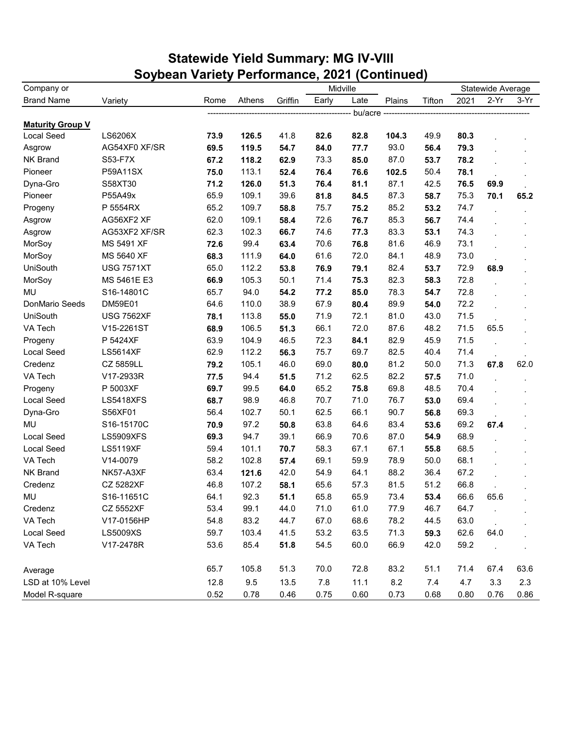# Statewide Yield Summary: MG IV-VIII
## Soybean Variety Performance, 2021 (Continued)

| Company or | | | | | Midville | | | | Statewide Average | | |
|---|---|---|---|---|---|---|---|---|---|---|---|
| Brand Name | Variety | Rome | Athens | Griffin | Early | Late | Plains | Tifton | 2021 | 2-Yr | 3-Yr |
| | | bu/acre | | | | | | | | | |
| **Maturity Group V** | | | | | | | | | | | |
| Local Seed | LS6206X | **73.9** | **126.5** | 41.8 | **82.6** | **82.8** | **104.3** | 49.9 | **80.3** | . | . |
| Asgrow | AG54XF0 XF/SR | **69.5** | **119.5** | **54.7** | **84.0** | **77.7** | 93.0 | **56.4** | **79.3** | . | . |
| NK Brand | S53-F7X | **67.2** | **118.2** | **62.9** | 73.3 | **85.0** | 87.0 | **53.7** | **78.2** | . | . |
| Pioneer | P59A11SX | **75.0** | 113.1 | **52.4** | **76.4** | **76.6** | **102.5** | 50.4 | **78.1** | . | . |
| Dyna-Gro | S58XT30 | **71.2** | **126.0** | **51.3** | **76.4** | **81.1** | 87.1 | 42.5 | **76.5** | **69.9** | . |
| Pioneer | P55A49x | 65.9 | 109.1 | 39.6 | **81.8** | **84.5** | 87.3 | **58.7** | 75.3 | **70.1** | **65.2** |
| Progeny | P 5554RX | 65.2 | 109.7 | **58.8** | 75.7 | **75.2** | 85.2 | **53.2** | 74.7 | . | . |
| Asgrow | AG56XF2 XF | 62.0 | 109.1 | **58.4** | 72.6 | **76.7** | 85.3 | **56.7** | 74.4 | . | . |
| Asgrow | AG53XF2 XF/SR | 62.3 | 102.3 | **66.7** | 74.6 | **77.3** | 83.3 | **53.1** | 74.3 | . | . |
| MorSoy | MS 5491 XF | **72.6** | 99.4 | **63.4** | 70.6 | **76.8** | 81.6 | 46.9 | 73.1 | . | . |
| MorSoy | MS 5640 XF | **68.3** | 111.9 | **64.0** | 61.6 | 72.0 | 84.1 | 48.9 | 73.0 | . | . |
| UniSouth | USG 7571XT | 65.0 | 112.2 | **53.8** | **76.9** | **79.1** | 82.4 | **53.7** | 72.9 | **68.9** | . |
| MorSoy | MS 5461E E3 | **66.9** | 105.3 | 50.1 | 71.4 | **75.3** | 82.3 | **58.3** | 72.8 | . | . |
| MU | S16-14801C | 65.7 | 94.0 | **54.2** | **77.2** | **85.0** | 78.3 | **54.7** | 72.8 | . | . |
| DonMario Seeds | DM59E01 | 64.6 | 110.0 | 38.9 | 67.9 | **80.4** | 89.9 | **54.0** | 72.2 | . | . |
| UniSouth | USG 7562XF | **78.1** | 113.8 | **55.0** | 71.9 | 72.1 | 81.0 | 43.0 | 71.5 | . | . |
| VA Tech | V15-2261ST | **68.9** | 106.5 | **51.3** | 66.1 | 72.0 | 87.6 | 48.2 | 71.5 | 65.5 | . |
| Progeny | P 5424XF | 63.9 | 104.9 | 46.5 | 72.3 | **84.1** | 82.9 | 45.9 | 71.5 | . | . |
| Local Seed | LS5614XF | 62.9 | 112.2 | **56.3** | 75.7 | 69.7 | 82.5 | 40.4 | 71.4 | . | . |
| Credenz | CZ 5859LL | **79.2** | 105.1 | 46.0 | 69.0 | **80.0** | 81.2 | 50.0 | 71.3 | **67.8** | 62.0 |
| VA Tech | V17-2933R | **77.5** | 94.4 | **51.5** | 71.2 | 62.5 | 82.2 | **57.5** | 71.0 | . | . |
| Progeny | P 5003XF | **69.7** | 99.5 | **64.0** | 65.2 | **75.8** | 69.8 | 48.5 | 70.4 | . | . |
| Local Seed | LS5418XFS | **68.7** | 98.9 | 46.8 | 70.7 | 71.0 | 76.7 | **53.0** | 69.4 | . | . |
| Dyna-Gro | S56XF01 | 56.4 | 102.7 | 50.1 | 62.5 | 66.1 | 90.7 | **56.8** | 69.3 | . | . |
| MU | S16-15170C | **70.9** | 97.2 | **50.8** | 63.8 | 64.6 | 83.4 | **53.6** | 69.2 | **67.4** | . |
| Local Seed | LS5909XFS | **69.3** | 94.7 | 39.1 | 66.9 | 70.6 | 87.0 | **54.9** | 68.9 | . | . |
| Local Seed | LS5119XF | 59.4 | 101.1 | **70.7** | 58.3 | 67.1 | 67.1 | **55.8** | 68.5 | . | . |
| VA Tech | V14-0079 | 58.2 | 102.8 | **57.4** | 69.1 | 59.9 | 78.9 | 50.0 | 68.1 | . | . |
| NK Brand | NK57-A3XF | 63.4 | **121.6** | 42.0 | 54.9 | 64.1 | 88.2 | 36.4 | 67.2 | . | . |
| Credenz | CZ 5282XF | 46.8 | 107.2 | **58.1** | 65.6 | 57.3 | 81.5 | 51.2 | 66.8 | . | . |
| MU | S16-11651C | 64.1 | 92.3 | **51.1** | 65.8 | 65.9 | 73.4 | **53.4** | 66.6 | 65.6 | . |
| Credenz | CZ 5552XF | 53.4 | 99.1 | 44.0 | 71.0 | 61.0 | 77.9 | 46.7 | 64.7 | . | . |
| VA Tech | V17-0156HP | 54.8 | 83.2 | 44.7 | 67.0 | 68.6 | 78.2 | 44.5 | 63.0 | . | . |
| Local Seed | LS5009XS | 59.7 | 103.4 | 41.5 | 53.2 | 63.5 | 71.3 | **59.3** | 62.6 | 64.0 | . |
| VA Tech | V17-2478R | 53.6 | 85.4 | **51.8** | 54.5 | 60.0 | 66.9 | 42.0 | 59.2 | . | . |
| | | | | | | | | | | | |
| Average | | 65.7 | 105.8 | 51.3 | 70.0 | 72.8 | 83.2 | 51.1 | 71.4 | 67.4 | 63.6 |
| LSD at 10% Level | | 12.8 | 9.5 | 13.5 | 7.8 | 11.1 | 8.2 | 7.4 | 4.7 | 3.3 | 2.3 |
| Model R-square | | 0.52 | 0.78 | 0.46 | 0.75 | 0.60 | 0.73 | 0.68 | 0.80 | 0.76 | 0.86 |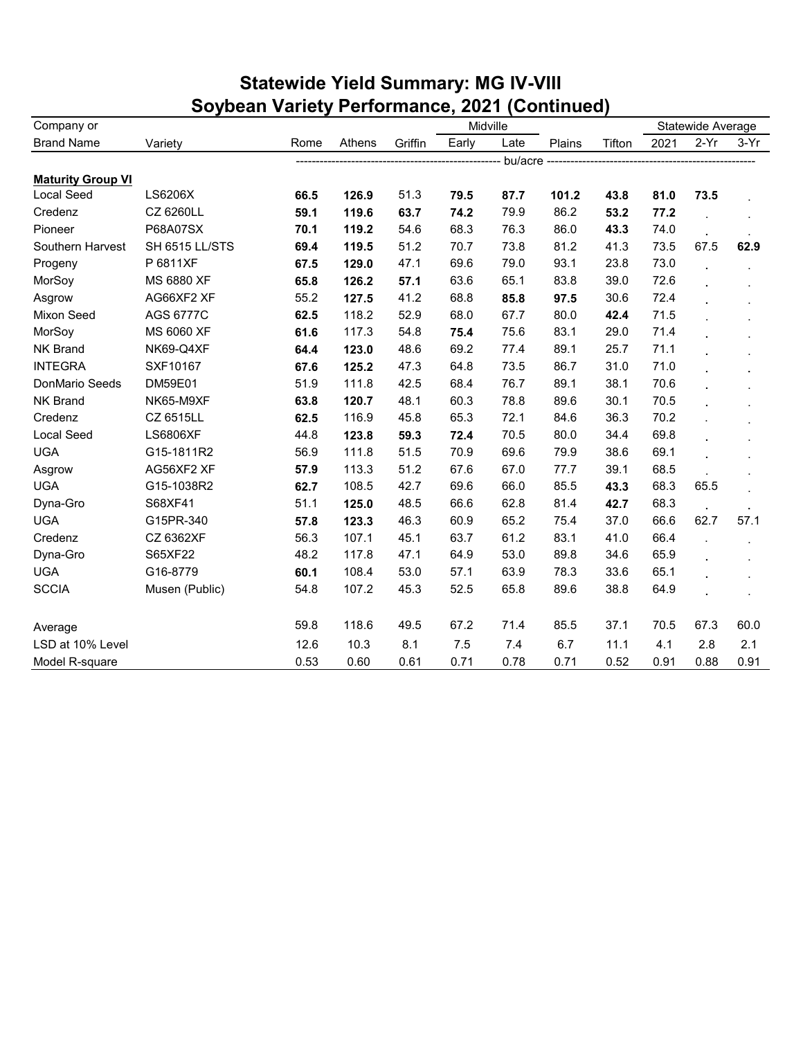# Statewide Yield Summary: MG IV-VIII
## Soybean Variety Performance, 2021 (Continued)

| Company or | | | | | Midville | | | | Statewide Average | | |
|---|---|---|---|---|---|---|---|---|---|---|---|
| Brand Name | Variety | Rome | Athens | Griffin | Early | Late | Plains | Tifton | 2021 | 2-Yr | 3-Yr |
| | | bu/acre | | | | | | | | | |
| **Maturity Group VI** | | | | | | | | | | | |
| Local Seed | LS6206X | **66.5** | **126.9** | 51.3 | **79.5** | **87.7** | **101.2** | **43.8** | **81.0** | **73.5** | . |
| Credenz | CZ 6260LL | **59.1** | **119.6** | **63.7** | **74.2** | 79.9 | 86.2 | **53.2** | **77.2** | . | . |
| Pioneer | P68A07SX | **70.1** | **119.2** | 54.6 | 68.3 | 76.3 | 86.0 | **43.3** | 74.0 | . | . |
| Southern Harvest | SH 6515 LL/STS | **69.4** | **119.5** | 51.2 | 70.7 | 73.8 | 81.2 | 41.3 | 73.5 | 67.5 | **62.9** |
| Progeny | P 6811XF | **67.5** | **129.0** | 47.1 | 69.6 | 79.0 | 93.1 | 23.8 | 73.0 | . | . |
| MorSoy | MS 6880 XF | **65.8** | **126.2** | **57.1** | 63.6 | 65.1 | 83.8 | 39.0 | 72.6 | . | . |
| Asgrow | AG66XF2 XF | 55.2 | **127.5** | 41.2 | 68.8 | **85.8** | **97.5** | 30.6 | 72.4 | . | . |
| Mixon Seed | AGS 6777C | **62.5** | 118.2 | 52.9 | 68.0 | 67.7 | 80.0 | **42.4** | 71.5 | . | . |
| MorSoy | MS 6060 XF | **61.6** | 117.3 | 54.8 | **75.4** | 75.6 | 83.1 | 29.0 | 71.4 | . | . |
| NK Brand | NK69-Q4XF | **64.4** | **123.0** | 48.6 | 69.2 | 77.4 | 89.1 | 25.7 | 71.1 | . | . |
| INTEGRA | SXF10167 | **67.6** | **125.2** | 47.3 | 64.8 | 73.5 | 86.7 | 31.0 | 71.0 | . | . |
| DonMario Seeds | DM59E01 | 51.9 | 111.8 | 42.5 | 68.4 | 76.7 | 89.1 | 38.1 | 70.6 | . | . |
| NK Brand | NK65-M9XF | **63.8** | **120.7** | 48.1 | 60.3 | 78.8 | 89.6 | 30.1 | 70.5 | . | . |
| Credenz | CZ 6515LL | **62.5** | 116.9 | 45.8 | 65.3 | 72.1 | 84.6 | 36.3 | 70.2 | . | . |
| Local Seed | LS6806XF | 44.8 | **123.8** | **59.3** | **72.4** | 70.5 | 80.0 | 34.4 | 69.8 | . | . |
| UGA | G15-1811R2 | 56.9 | 111.8 | 51.5 | 70.9 | 69.6 | 79.9 | 38.6 | 69.1 | . | . |
| Asgrow | AG56XF2 XF | **57.9** | 113.3 | 51.2 | 67.6 | 67.0 | 77.7 | 39.1 | 68.5 | . | . |
| UGA | G15-1038R2 | **62.7** | 108.5 | 42.7 | 69.6 | 66.0 | 85.5 | **43.3** | 68.3 | 65.5 | . |
| Dyna-Gro | S68XF41 | 51.1 | **125.0** | 48.5 | 66.6 | 62.8 | 81.4 | **42.7** | 68.3 | . | . |
| UGA | G15PR-340 | **57.8** | **123.3** | 46.3 | 60.9 | 65.2 | 75.4 | 37.0 | 66.6 | 62.7 | 57.1 |
| Credenz | CZ 6362XF | 56.3 | 107.1 | 45.1 | 63.7 | 61.2 | 83.1 | 41.0 | 66.4 | . | . |
| Dyna-Gro | S65XF22 | 48.2 | 117.8 | 47.1 | 64.9 | 53.0 | 89.8 | 34.6 | 65.9 | . | . |
| UGA | G16-8779 | **60.1** | 108.4 | 53.0 | 57.1 | 63.9 | 78.3 | 33.6 | 65.1 | . | . |
| SCCIA | Musen (Public) | 54.8 | 107.2 | 45.3 | 52.5 | 65.8 | 89.6 | 38.8 | 64.9 | . | . |
| | | | | | | | | | | | |
| Average | | 59.8 | 118.6 | 49.5 | 67.2 | 71.4 | 85.5 | 37.1 | 70.5 | 67.3 | 60.0 |
| LSD at 10% Level | | 12.6 | 10.3 | 8.1 | 7.5 | 7.4 | 6.7 | 11.1 | 4.1 | 2.8 | 2.1 |
| Model R-square | | 0.53 | 0.60 | 0.61 | 0.71 | 0.78 | 0.71 | 0.52 | 0.91 | 0.88 | 0.91 |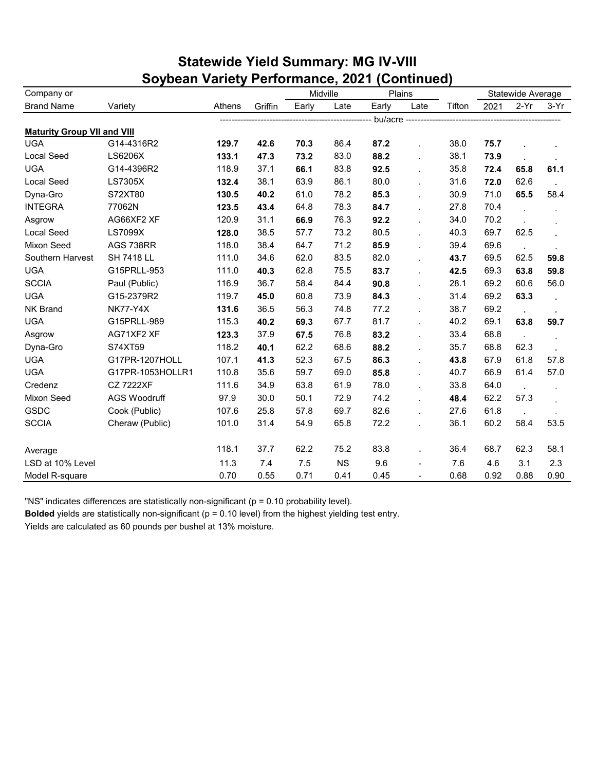# Statewide Yield Summary: MG IV-VIII
## Soybean Variety Performance, 2021 (Continued)

| Company or | | | | Midville | | Plains | | | Statewide Average | | |
|---|---|---|---|---|---|---|---|---|---|---|---|
| Brand Name | Variety | Athens | Griffin | Early | Late | Early | Late | Tifton | 2021 | 2-Yr | 3-Yr |
| | | bu/acre | | | | | | | | | |
| **Maturity Group VII and VIII** | | | | | | | | | | | |
| UGA | G14-4316R2 | **129.7** | **42.6** | **70.3** | 86.4 | **87.2** | . | 38.0 | **75.7** | . | . |
| Local Seed | LS6206X | **133.1** | **47.3** | **73.2** | 83.0 | **88.2** | . | 38.1 | **73.9** | . | . |
| UGA | G14-4396R2 | 118.9 | 37.1 | **66.1** | 83.8 | **92.5** | . | 35.8 | **72.4** | **65.8** | **61.1** |
| Local Seed | LS7305X | **132.4** | 38.1 | 63.9 | 86.1 | 80.0 | . | 31.6 | **72.0** | 62.6 | . |
| Dyna-Gro | S72XT80 | **130.5** | **40.2** | 61.0 | 78.2 | **85.3** | . | 30.9 | 71.0 | **65.5** | 58.4 |
| INTEGRA | 77062N | **123.5** | **43.4** | 64.8 | 78.3 | **84.7** | . | 27.8 | 70.4 | . | . |
| Asgrow | AG66XF2 XF | 120.9 | 31.1 | **66.9** | 76.3 | **92.2** | . | 34.0 | 70.2 | . | . |
| Local Seed | LS7099X | **128.0** | 38.5 | 57.7 | 73.2 | 80.5 | . | 40.3 | 69.7 | 62.5 | . |
| Mixon Seed | AGS 738RR | 118.0 | 38.4 | 64.7 | 71.2 | **85.9** | . | 39.4 | 69.6 | . | . |
| Southern Harvest | SH 7418 LL | 111.0 | 34.6 | 62.0 | 83.5 | 82.0 | . | **43.7** | 69.5 | 62.5 | **59.8** |
| UGA | G15PRLL-953 | 111.0 | **40.3** | 62.8 | 75.5 | **83.7** | . | **42.5** | 69.3 | **63.8** | **59.8** |
| SCCIA | Paul (Public) | 116.9 | 36.7 | 58.4 | 84.4 | **90.8** | . | 28.1 | 69.2 | 60.6 | 56.0 |
| UGA | G15-2379R2 | 119.7 | **45.0** | 60.8 | 73.9 | **84.3** | . | 31.4 | 69.2 | **63.3** | . |
| NK Brand | NK77-Y4X | **131.6** | 36.5 | 56.3 | 74.8 | 77.2 | . | 38.7 | 69.2 | . | . |
| UGA | G15PRLL-989 | 115.3 | **40.2** | **69.3** | 67.7 | 81.7 | . | 40.2 | 69.1 | **63.8** | **59.7** |
| Asgrow | AG71XF2 XF | **123.3** | 37.9 | **67.5** | 76.8 | **83.2** | . | 33.4 | 68.8 | . | . |
| Dyna-Gro | S74XT59 | 118.2 | **40.1** | 62.2 | 68.6 | **88.2** | . | 35.7 | 68.8 | 62.3 | . |
| UGA | G17PR-1207HOLL | 107.1 | **41.3** | 52.3 | 67.5 | **86.3** | . | **43.8** | 67.9 | 61.8 | 57.8 |
| UGA | G17PR-1053HOLLR1 | 110.8 | 35.6 | 59.7 | 69.0 | **85.8** | . | 40.7 | 66.9 | 61.4 | 57.0 |
| Credenz | CZ 7222XF | 111.6 | 34.9 | 63.8 | 61.9 | 78.0 | . | 33.8 | 64.0 | . | . |
| Mixon Seed | AGS Woodruff | 97.9 | 30.0 | 50.1 | 72.9 | 74.2 | . | **48.4** | 62.2 | 57.3 | . |
| GSDC | Cook (Public) | 107.6 | 25.8 | 57.8 | 69.7 | 82.6 | . | 27.6 | 61.8 | . | . |
| SCCIA | Cheraw (Public) | 101.0 | 31.4 | 54.9 | 65.8 | 72.2 | . | 36.1 | 60.2 | 58.4 | 53.5 |
| Average | | 118.1 | 37.7 | 62.2 | 75.2 | 83.8 | - | 36.4 | 68.7 | 62.3 | 58.1 |
| LSD at 10% Level | | 11.3 | 7.4 | 7.5 | NS | 9.6 | - | 7.6 | 4.6 | 3.1 | 2.3 |
| Model R-square | | 0.70 | 0.55 | 0.71 | 0.41 | 0.45 | - | 0.68 | 0.92 | 0.88 | 0.90 |

"NS" indicates differences are statistically non-significant (p = 0.10 probability level).

**Bolded** yields are statistically non-significant (p = 0.10 level) from the highest yielding test entry.

Yields are calculated as 60 pounds per bushel at 13% moisture.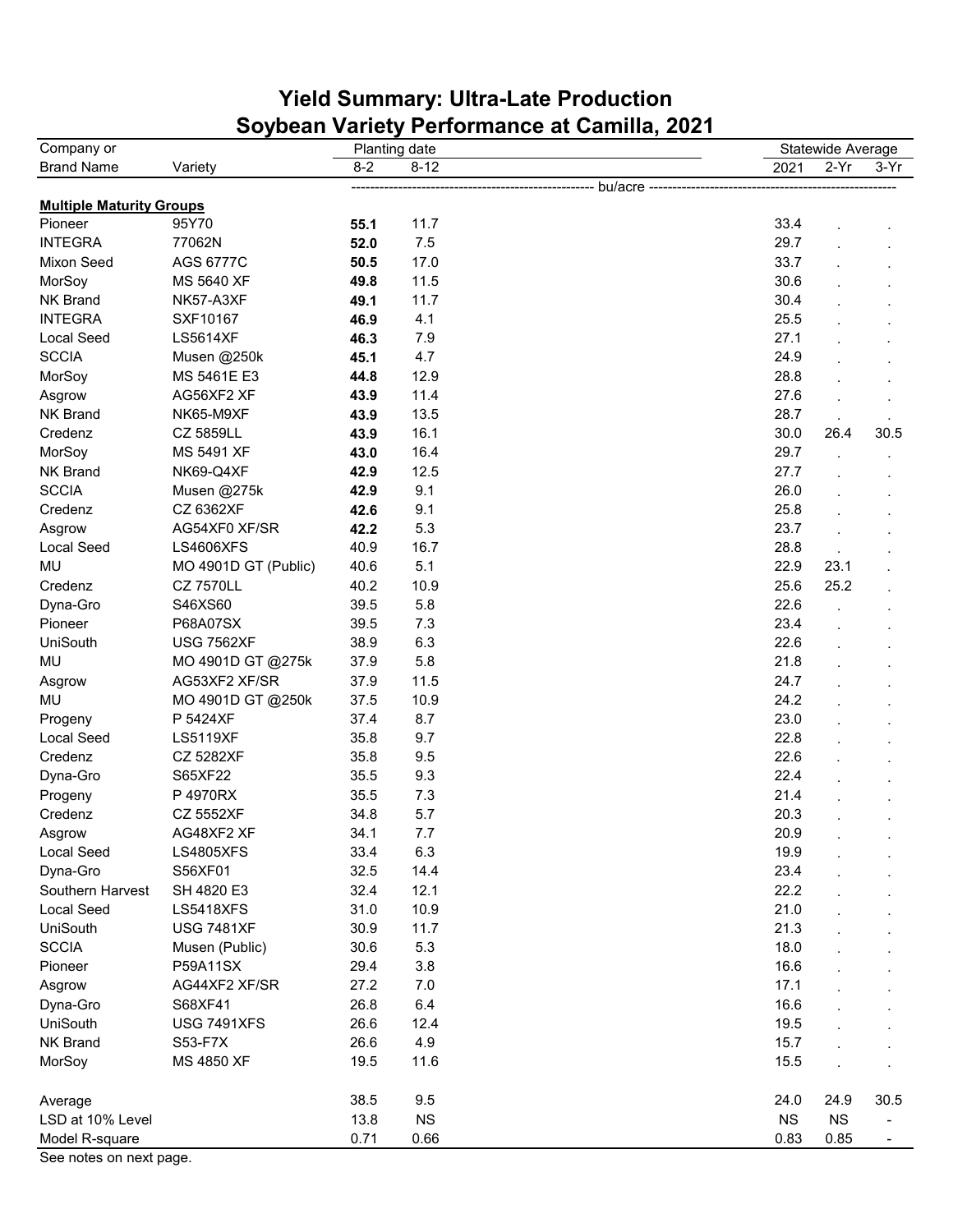# Yield Summary: Ultra-Late Production
# Soybean Variety Performance at Camilla, 2021

| Company or Brand Name | Variety | Planting date 8-2 | Planting date 8-12 | Statewide Average 2021 | Statewide Average 2-Yr | Statewide Average 3-Yr |
|---|---|---|---|---|---|---|
| | | ---------- bu/acre ---------- | | | | |
| **Multiple Maturity Groups** | | | | | | |
| Pioneer | 95Y70 | **55.1** | 11.7 | 33.4 | . | . |
| INTEGRA | 77062N | **52.0** | 7.5 | 29.7 | . | . |
| Mixon Seed | AGS 6777C | **50.5** | 17.0 | 33.7 | . | . |
| MorSoy | MS 5640 XF | **49.8** | 11.5 | 30.6 | . | . |
| NK Brand | NK57-A3XF | **49.1** | 11.7 | 30.4 | . | . |
| INTEGRA | SXF10167 | **46.9** | 4.1 | 25.5 | . | . |
| Local Seed | LS5614XF | **46.3** | 7.9 | 27.1 | . | . |
| SCCIA | Musen @250k | **45.1** | 4.7 | 24.9 | . | . |
| MorSoy | MS 5461E E3 | **44.8** | 12.9 | 28.8 | . | . |
| Asgrow | AG56XF2 XF | **43.9** | 11.4 | 27.6 | . | . |
| NK Brand | NK65-M9XF | **43.9** | 13.5 | 28.7 | . | . |
| Credenz | CZ 5859LL | **43.9** | 16.1 | 30.0 | 26.4 | 30.5 |
| MorSoy | MS 5491 XF | **43.0** | 16.4 | 29.7 | . | . |
| NK Brand | NK69-Q4XF | **42.9** | 12.5 | 27.7 | . | . |
| SCCIA | Musen @275k | **42.9** | 9.1 | 26.0 | . | . |
| Credenz | CZ 6362XF | **42.6** | 9.1 | 25.8 | . | . |
| Asgrow | AG54XF0 XF/SR | **42.2** | 5.3 | 23.7 | . | . |
| Local Seed | LS4606XFS | 40.9 | 16.7 | 28.8 | . | . |
| MU | MO 4901D GT (Public) | 40.6 | 5.1 | 22.9 | 23.1 | . |
| Credenz | CZ 7570LL | 40.2 | 10.9 | 25.6 | 25.2 | . |
| Dyna-Gro | S46XS60 | 39.5 | 5.8 | 22.6 | . | . |
| Pioneer | P68A07SX | 39.5 | 7.3 | 23.4 | . | . |
| UniSouth | USG 7562XF | 38.9 | 6.3 | 22.6 | . | . |
| MU | MO 4901D GT @275k | 37.9 | 5.8 | 21.8 | . | . |
| Asgrow | AG53XF2 XF/SR | 37.9 | 11.5 | 24.7 | . | . |
| MU | MO 4901D GT @250k | 37.5 | 10.9 | 24.2 | . | . |
| Progeny | P 5424XF | 37.4 | 8.7 | 23.0 | . | . |
| Local Seed | LS5119XF | 35.8 | 9.7 | 22.8 | . | . |
| Credenz | CZ 5282XF | 35.8 | 9.5 | 22.6 | . | . |
| Dyna-Gro | S65XF22 | 35.5 | 9.3 | 22.4 | . | . |
| Progeny | P 4970RX | 35.5 | 7.3 | 21.4 | . | . |
| Credenz | CZ 5552XF | 34.8 | 5.7 | 20.3 | . | . |
| Asgrow | AG48XF2 XF | 34.1 | 7.7 | 20.9 | . | . |
| Local Seed | LS4805XFS | 33.4 | 6.3 | 19.9 | . | . |
| Dyna-Gro | S56XF01 | 32.5 | 14.4 | 23.4 | . | . |
| Southern Harvest | SH 4820 E3 | 32.4 | 12.1 | 22.2 | . | . |
| Local Seed | LS5418XFS | 31.0 | 10.9 | 21.0 | . | . |
| UniSouth | USG 7481XF | 30.9 | 11.7 | 21.3 | . | . |
| SCCIA | Musen (Public) | 30.6 | 5.3 | 18.0 | . | . |
| Pioneer | P59A11SX | 29.4 | 3.8 | 16.6 | . | . |
| Asgrow | AG44XF2 XF/SR | 27.2 | 7.0 | 17.1 | . | . |
| Dyna-Gro | S68XF41 | 26.8 | 6.4 | 16.6 | . | . |
| UniSouth | USG 7491XFS | 26.6 | 12.4 | 19.5 | . | . |
| NK Brand | S53-F7X | 26.6 | 4.9 | 15.7 | . | . |
| MorSoy | MS 4850 XF | 19.5 | 11.6 | 15.5 | . | . |
| Average | | 38.5 | 9.5 | 24.0 | 24.9 | 30.5 |
| LSD at 10% Level | | 13.8 | NS | NS | NS | - |
| Model R-square | | 0.71 | 0.66 | 0.83 | 0.85 | - |

See notes on next page.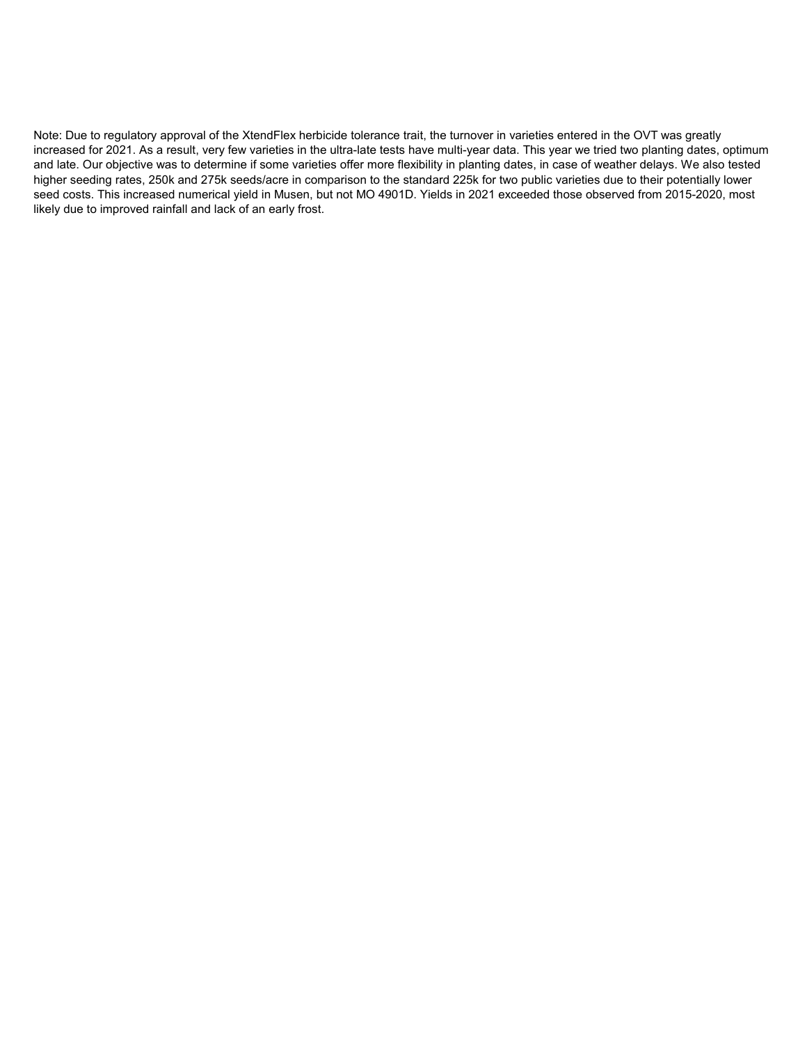Note: Due to regulatory approval of the XtendFlex herbicide tolerance trait, the turnover in varieties entered in the OVT was greatly increased for 2021. As a result, very few varieties in the ultra-late tests have multi-year data. This year we tried two planting dates, optimum and late. Our objective was to determine if some varieties offer more flexibility in planting dates, in case of weather delays. We also tested higher seeding rates, 250k and 275k seeds/acre in comparison to the standard 225k for two public varieties due to their potentially lower seed costs. This increased numerical yield in Musen, but not MO 4901D. Yields in 2021 exceeded those observed from 2015-2020, most likely due to improved rainfall and lack of an early frost.